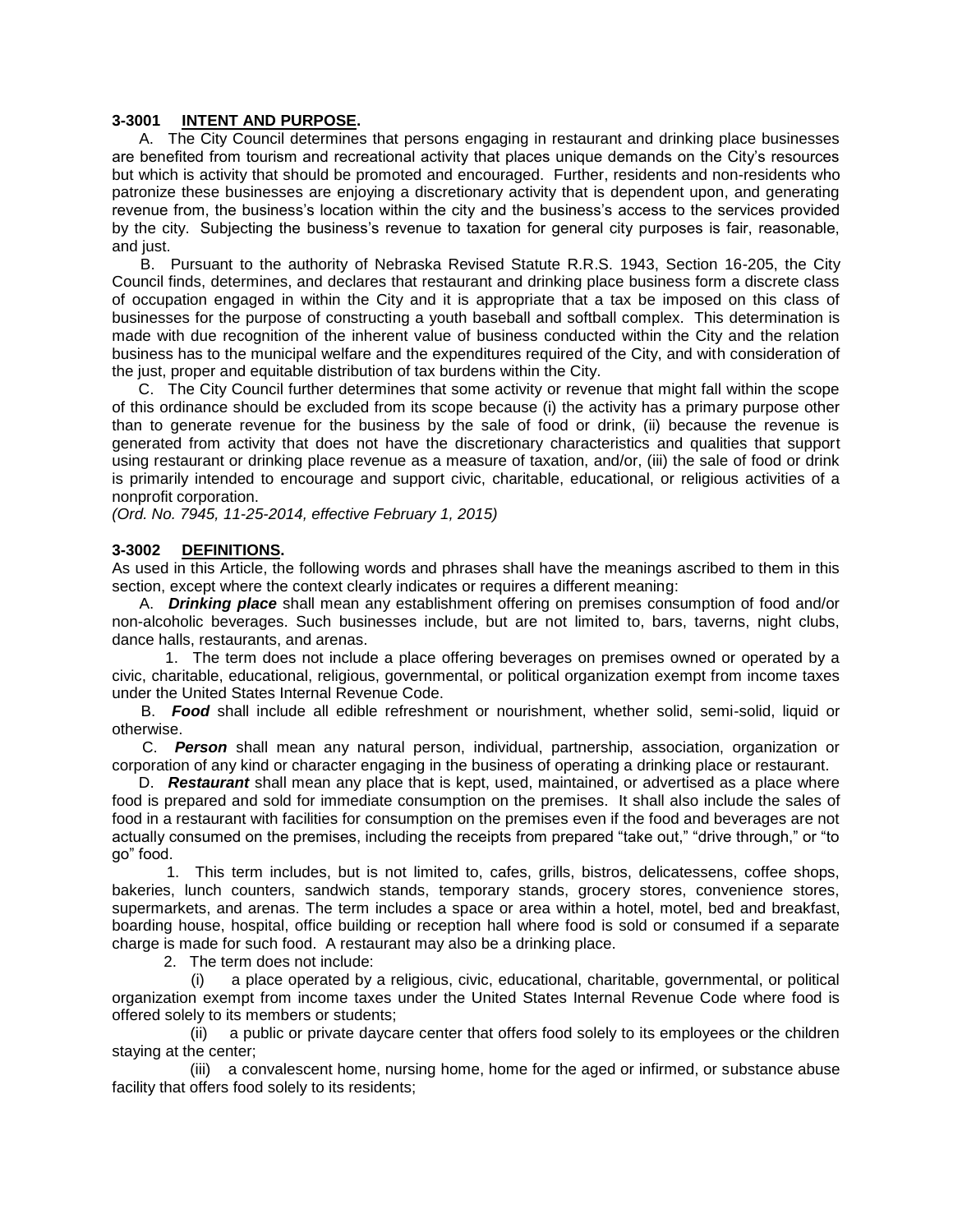### 3-3001 INTENT AND PURPOSE.

A. The City Council determines that persons engaging in restaurant and drinking place businesses are benefited from tourism and recreational activity that places unique demands on the City's resources but which is activity that should be promoted and encouraged. Further, residents and non-residents who patronize these businesses are enjoying a discretionary activity that is dependent upon, and generating revenue from, the business's location within the city and the business's access to the services provided by the city. Subjecting the business's revenue to taxation for general city purposes is fair, reasonable, and just.

B. Pursuant to the authority of Nebraska Revised Statute R.R.S. 1943, Section 16-205, the City Council finds, determines, and declares that restaurant and drinking place business form a discrete class of occupation engaged in within the City and it is appropriate that a tax be imposed on this class of businesses for the purpose of constructing a youth baseball and softball complex. This determination is made with due recognition of the inherent value of business conducted within the City and the relation business has to the municipal welfare and the expenditures required of the City, and with consideration of the just, proper and equitable distribution of tax burdens within the City.

C. The City Council further determines that some activity or revenue that might fall within the scope of this ordinance should be excluded from its scope because (i) the activity has a primary purpose other than to generate revenue for the business by the sale of food or drink, (ii) because the revenue is generated from activity that does not have the discretionary characteristics and qualities that support using restaurant or drinking place revenue as a measure of taxation, and/or, (iii) the sale of food or drink is primarily intended to encourage and support civic, charitable, educational, or religious activities of a nonprofit corporation.

*(Ord. No. 7945, 11-25-2014, effective February 1, 2015)*

### 3-3002 DEFINITIONS.

As used in this Article, the following words and phrases shall have the meanings ascribed to them in this section, except where the context clearly indicates or requires a different meaning:

A. ***Drinking place*** shall mean any establishment offering on premises consumption of food and/or non-alcoholic beverages. Such businesses include, but are not limited to, bars, taverns, night clubs, dance halls, restaurants, and arenas.

1. The term does not include a place offering beverages on premises owned or operated by a civic, charitable, educational, religious, governmental, or political organization exempt from income taxes under the United States Internal Revenue Code.

B. ***Food*** shall include all edible refreshment or nourishment, whether solid, semi-solid, liquid or otherwise.

C. ***Person*** shall mean any natural person, individual, partnership, association, organization or corporation of any kind or character engaging in the business of operating a drinking place or restaurant.

D. ***Restaurant*** shall mean any place that is kept, used, maintained, or advertised as a place where food is prepared and sold for immediate consumption on the premises. It shall also include the sales of food in a restaurant with facilities for consumption on the premises even if the food and beverages are not actually consumed on the premises, including the receipts from prepared "take out," "drive through," or "to go" food.

1. This term includes, but is not limited to, cafes, grills, bistros, delicatessens, coffee shops, bakeries, lunch counters, sandwich stands, temporary stands, grocery stores, convenience stores, supermarkets, and arenas. The term includes a space or area within a hotel, motel, bed and breakfast, boarding house, hospital, office building or reception hall where food is sold or consumed if a separate charge is made for such food. A restaurant may also be a drinking place.

2. The term does not include:

(i) a place operated by a religious, civic, educational, charitable, governmental, or political organization exempt from income taxes under the United States Internal Revenue Code where food is offered solely to its members or students;

(ii) a public or private daycare center that offers food solely to its employees or the children staying at the center;

(iii) a convalescent home, nursing home, home for the aged or infirmed, or substance abuse facility that offers food solely to its residents;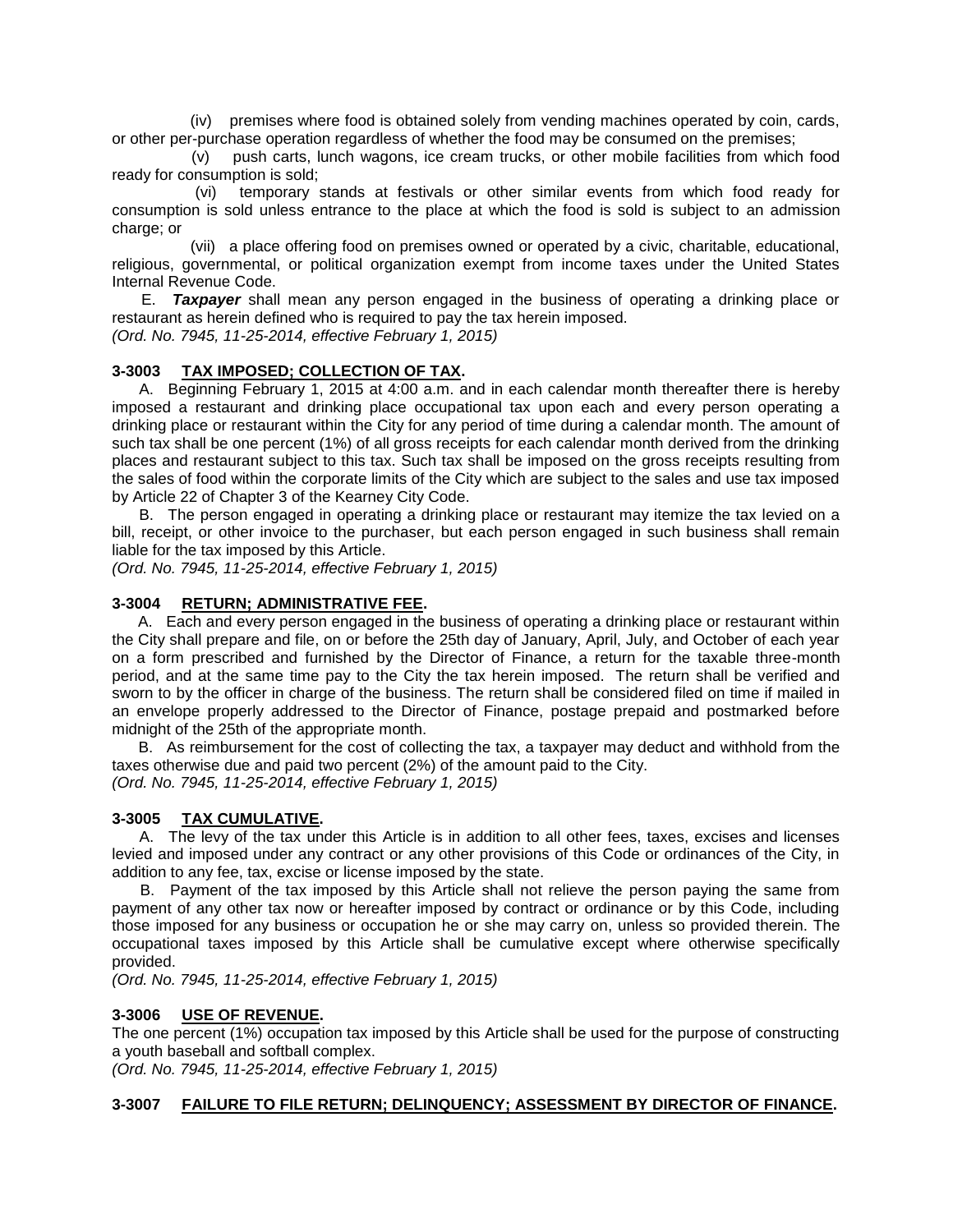(iv) premises where food is obtained solely from vending machines operated by coin, cards, or other per-purchase operation regardless of whether the food may be consumed on the premises;

(v) push carts, lunch wagons, ice cream trucks, or other mobile facilities from which food ready for consumption is sold;

(vi) temporary stands at festivals or other similar events from which food ready for consumption is sold unless entrance to the place at which the food is sold is subject to an admission charge; or

(vii) a place offering food on premises owned or operated by a civic, charitable, educational, religious, governmental, or political organization exempt from income taxes under the United States Internal Revenue Code.

E. ***Taxpayer*** shall mean any person engaged in the business of operating a drinking place or restaurant as herein defined who is required to pay the tax herein imposed.

*(Ord. No. 7945, 11-25-2014, effective February 1, 2015)*

### 3-3003 TAX IMPOSED; COLLECTION OF TAX.

A. Beginning February 1, 2015 at 4:00 a.m. and in each calendar month thereafter there is hereby imposed a restaurant and drinking place occupational tax upon each and every person operating a drinking place or restaurant within the City for any period of time during a calendar month. The amount of such tax shall be one percent (1%) of all gross receipts for each calendar month derived from the drinking places and restaurant subject to this tax. Such tax shall be imposed on the gross receipts resulting from the sales of food within the corporate limits of the City which are subject to the sales and use tax imposed by Article 22 of Chapter 3 of the Kearney City Code.

B. The person engaged in operating a drinking place or restaurant may itemize the tax levied on a bill, receipt, or other invoice to the purchaser, but each person engaged in such business shall remain liable for the tax imposed by this Article.

*(Ord. No. 7945, 11-25-2014, effective February 1, 2015)*

### 3-3004 RETURN; ADMINISTRATIVE FEE.

A. Each and every person engaged in the business of operating a drinking place or restaurant within the City shall prepare and file, on or before the 25th day of January, April, July, and October of each year on a form prescribed and furnished by the Director of Finance, a return for the taxable three-month period, and at the same time pay to the City the tax herein imposed. The return shall be verified and sworn to by the officer in charge of the business. The return shall be considered filed on time if mailed in an envelope properly addressed to the Director of Finance, postage prepaid and postmarked before midnight of the 25th of the appropriate month.

B. As reimbursement for the cost of collecting the tax, a taxpayer may deduct and withhold from the taxes otherwise due and paid two percent (2%) of the amount paid to the City.

*(Ord. No. 7945, 11-25-2014, effective February 1, 2015)*

### 3-3005 TAX CUMULATIVE.

A. The levy of the tax under this Article is in addition to all other fees, taxes, excises and licenses levied and imposed under any contract or any other provisions of this Code or ordinances of the City, in addition to any fee, tax, excise or license imposed by the state.

B. Payment of the tax imposed by this Article shall not relieve the person paying the same from payment of any other tax now or hereafter imposed by contract or ordinance or by this Code, including those imposed for any business or occupation he or she may carry on, unless so provided therein. The occupational taxes imposed by this Article shall be cumulative except where otherwise specifically provided.

*(Ord. No. 7945, 11-25-2014, effective February 1, 2015)*

### 3-3006 USE OF REVENUE.

The one percent (1%) occupation tax imposed by this Article shall be used for the purpose of constructing a youth baseball and softball complex.

*(Ord. No. 7945, 11-25-2014, effective February 1, 2015)*

### 3-3007 FAILURE TO FILE RETURN; DELINQUENCY; ASSESSMENT BY DIRECTOR OF FINANCE.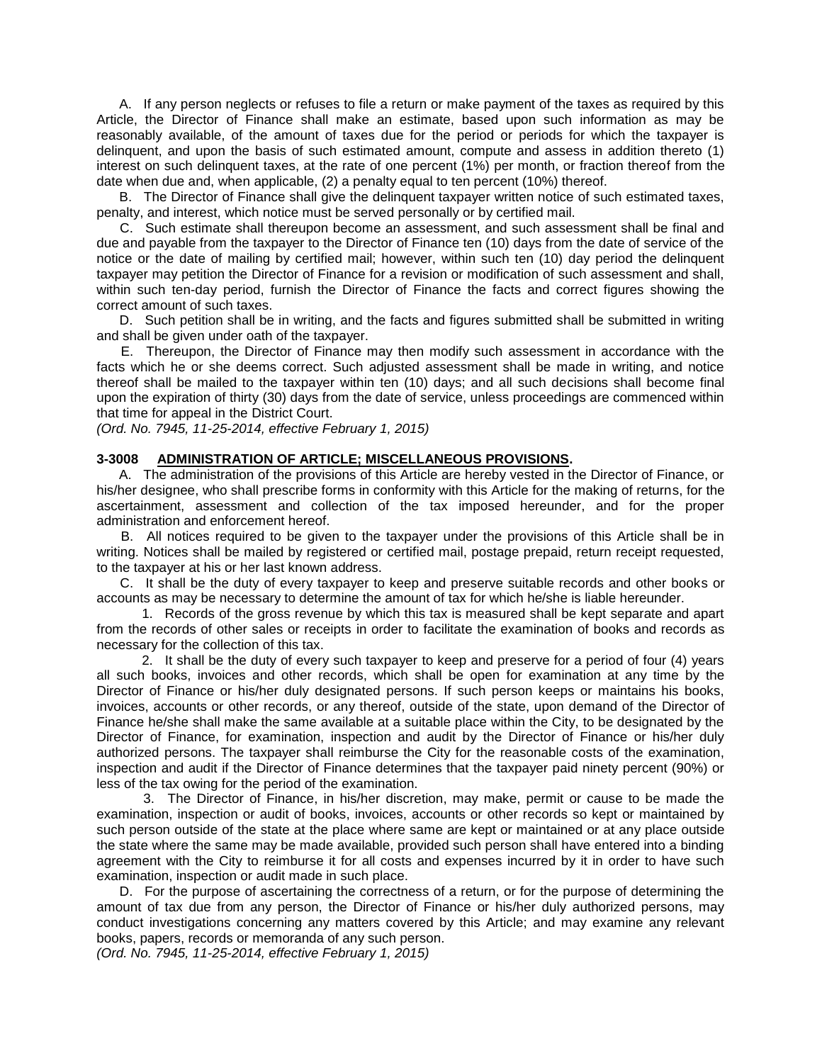A. If any person neglects or refuses to file a return or make payment of the taxes as required by this Article, the Director of Finance shall make an estimate, based upon such information as may be reasonably available, of the amount of taxes due for the period or periods for which the taxpayer is delinquent, and upon the basis of such estimated amount, compute and assess in addition thereto (1) interest on such delinquent taxes, at the rate of one percent (1%) per month, or fraction thereof from the date when due and, when applicable, (2) a penalty equal to ten percent (10%) thereof.

B. The Director of Finance shall give the delinquent taxpayer written notice of such estimated taxes, penalty, and interest, which notice must be served personally or by certified mail.

C. Such estimate shall thereupon become an assessment, and such assessment shall be final and due and payable from the taxpayer to the Director of Finance ten (10) days from the date of service of the notice or the date of mailing by certified mail; however, within such ten (10) day period the delinquent taxpayer may petition the Director of Finance for a revision or modification of such assessment and shall, within such ten-day period, furnish the Director of Finance the facts and correct figures showing the correct amount of such taxes.

D. Such petition shall be in writing, and the facts and figures submitted shall be submitted in writing and shall be given under oath of the taxpayer.

E. Thereupon, the Director of Finance may then modify such assessment in accordance with the facts which he or she deems correct. Such adjusted assessment shall be made in writing, and notice thereof shall be mailed to the taxpayer within ten (10) days; and all such decisions shall become final upon the expiration of thirty (30) days from the date of service, unless proceedings are commenced within that time for appeal in the District Court.

*(Ord. No. 7945, 11-25-2014, effective February 1, 2015)*

**3-3008 ADMINISTRATION OF ARTICLE; MISCELLANEOUS PROVISIONS.**

A. The administration of the provisions of this Article are hereby vested in the Director of Finance, or his/her designee, who shall prescribe forms in conformity with this Article for the making of returns, for the ascertainment, assessment and collection of the tax imposed hereunder, and for the proper administration and enforcement hereof.

B. All notices required to be given to the taxpayer under the provisions of this Article shall be in writing. Notices shall be mailed by registered or certified mail, postage prepaid, return receipt requested, to the taxpayer at his or her last known address.

C. It shall be the duty of every taxpayer to keep and preserve suitable records and other books or accounts as may be necessary to determine the amount of tax for which he/she is liable hereunder.

1. Records of the gross revenue by which this tax is measured shall be kept separate and apart from the records of other sales or receipts in order to facilitate the examination of books and records as necessary for the collection of this tax.

2. It shall be the duty of every such taxpayer to keep and preserve for a period of four (4) years all such books, invoices and other records, which shall be open for examination at any time by the Director of Finance or his/her duly designated persons. If such person keeps or maintains his books, invoices, accounts or other records, or any thereof, outside of the state, upon demand of the Director of Finance he/she shall make the same available at a suitable place within the City, to be designated by the Director of Finance, for examination, inspection and audit by the Director of Finance or his/her duly authorized persons. The taxpayer shall reimburse the City for the reasonable costs of the examination, inspection and audit if the Director of Finance determines that the taxpayer paid ninety percent (90%) or less of the tax owing for the period of the examination.

3. The Director of Finance, in his/her discretion, may make, permit or cause to be made the examination, inspection or audit of books, invoices, accounts or other records so kept or maintained by such person outside of the state at the place where same are kept or maintained or at any place outside the state where the same may be made available, provided such person shall have entered into a binding agreement with the City to reimburse it for all costs and expenses incurred by it in order to have such examination, inspection or audit made in such place.

D. For the purpose of ascertaining the correctness of a return, or for the purpose of determining the amount of tax due from any person, the Director of Finance or his/her duly authorized persons, may conduct investigations concerning any matters covered by this Article; and may examine any relevant books, papers, records or memoranda of any such person.

*(Ord. No. 7945, 11-25-2014, effective February 1, 2015)*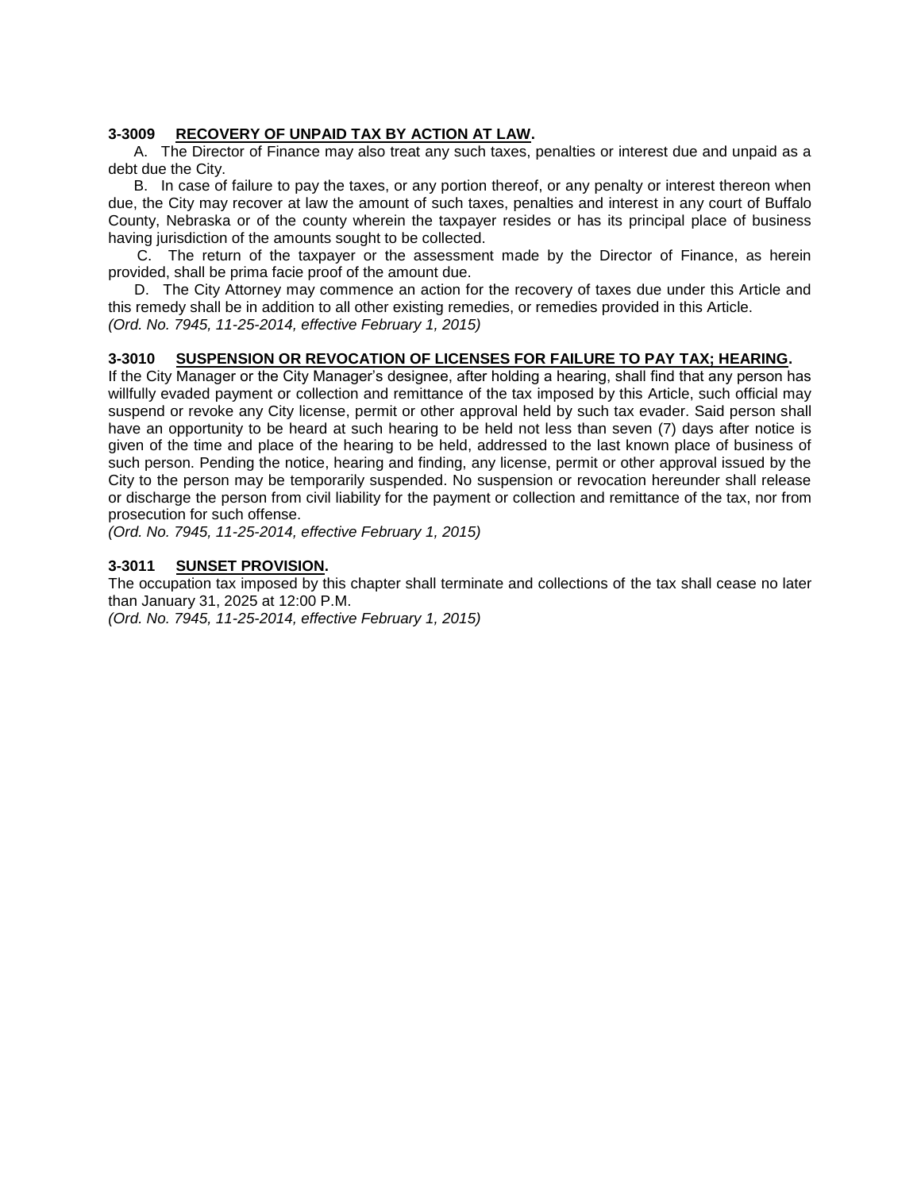**3-3009 <u>RECOVERY OF UNPAID TAX BY ACTION AT LAW</u>.**

A. The Director of Finance may also treat any such taxes, penalties or interest due and unpaid as a debt due the City.

B. In case of failure to pay the taxes, or any portion thereof, or any penalty or interest thereon when due, the City may recover at law the amount of such taxes, penalties and interest in any court of Buffalo County, Nebraska or of the county wherein the taxpayer resides or has its principal place of business having jurisdiction of the amounts sought to be collected.

C. The return of the taxpayer or the assessment made by the Director of Finance, as herein provided, shall be prima facie proof of the amount due.

D. The City Attorney may commence an action for the recovery of taxes due under this Article and this remedy shall be in addition to all other existing remedies, or remedies provided in this Article.

*(Ord. No. 7945, 11-25-2014, effective February 1, 2015)*

**3-3010 <u>SUSPENSION OR REVOCATION OF LICENSES FOR FAILURE TO PAY TAX; HEARING</u>.**

If the City Manager or the City Manager's designee, after holding a hearing, shall find that any person has willfully evaded payment or collection and remittance of the tax imposed by this Article, such official may suspend or revoke any City license, permit or other approval held by such tax evader. Said person shall have an opportunity to be heard at such hearing to be held not less than seven (7) days after notice is given of the time and place of the hearing to be held, addressed to the last known place of business of such person. Pending the notice, hearing and finding, any license, permit or other approval issued by the City to the person may be temporarily suspended. No suspension or revocation hereunder shall release or discharge the person from civil liability for the payment or collection and remittance of the tax, nor from prosecution for such offense.

*(Ord. No. 7945, 11-25-2014, effective February 1, 2015)*

**3-3011 <u>SUNSET PROVISION</u>.**

The occupation tax imposed by this chapter shall terminate and collections of the tax shall cease no later than January 31, 2025 at 12:00 P.M.

*(Ord. No. 7945, 11-25-2014, effective February 1, 2015)*